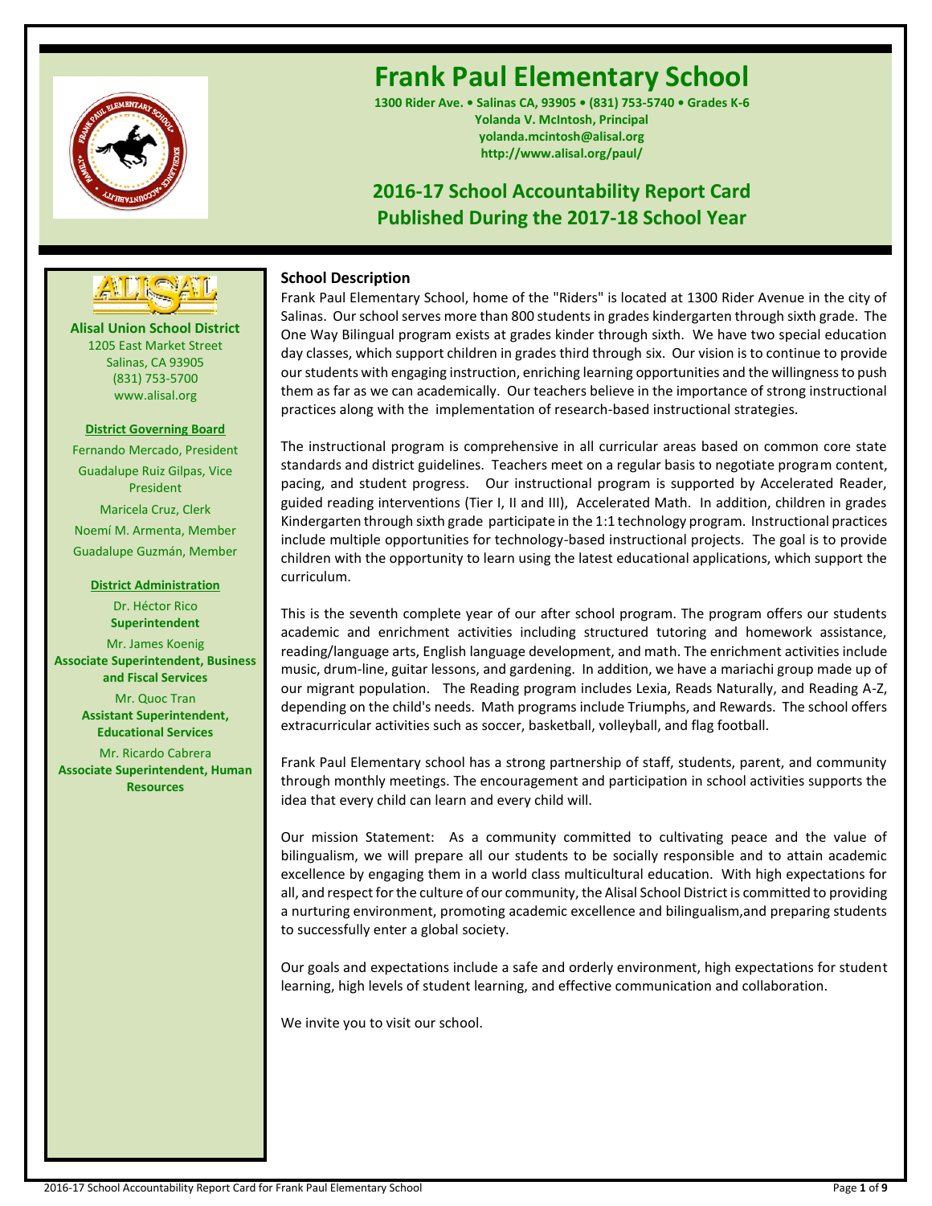# Frank Paul Elementary School

**1300 Rider Ave. • Salinas CA, 93905 • (831) 753-5740 • Grades K-6**
**Yolanda V. McIntosh, Principal**
**yolanda.mcintosh@alisal.org**
**http://www.alisal.org/paul/**

## 2016-17 School Accountability Report Card
## Published During the 2017-18 School Year

**Alisal Union School District**
1205 East Market Street
Salinas, CA 93905
(831) 753-5700
www.alisal.org

**District Governing Board**

Fernando Mercado, President
Guadalupe Ruiz Gilpas, Vice President
Maricela Cruz, Clerk
Noemí M. Armenta, Member
Guadalupe Guzmán, Member

**District Administration**

Dr. Héctor Rico
**Superintendent**
Mr. James Koenig
**Associate Superintendent, Business and Fiscal Services**
Mr. Quoc Tran
**Assistant Superintendent, Educational Services**
Mr. Ricardo Cabrera
**Associate Superintendent, Human Resources**

### School Description

Frank Paul Elementary School, home of the "Riders" is located at 1300 Rider Avenue in the city of Salinas. Our school serves more than 800 students in grades kindergarten through sixth grade. The One Way Bilingual program exists at grades kinder through sixth. We have two special education day classes, which support children in grades third through six. Our vision is to continue to provide our students with engaging instruction, enriching learning opportunities and the willingness to push them as far as we can academically. Our teachers believe in the importance of strong instructional practices along with the implementation of research-based instructional strategies.

The instructional program is comprehensive in all curricular areas based on common core state standards and district guidelines. Teachers meet on a regular basis to negotiate program content, pacing, and student progress. Our instructional program is supported by Accelerated Reader, guided reading interventions (Tier I, II and III), Accelerated Math. In addition, children in grades Kindergarten through sixth grade participate in the 1:1 technology program. Instructional practices include multiple opportunities for technology-based instructional projects. The goal is to provide children with the opportunity to learn using the latest educational applications, which support the curriculum.

This is the seventh complete year of our after school program. The program offers our students academic and enrichment activities including structured tutoring and homework assistance, reading/language arts, English language development, and math. The enrichment activities include music, drum-line, guitar lessons, and gardening. In addition, we have a mariachi group made up of our migrant population. The Reading program includes Lexia, Reads Naturally, and Reading A-Z, depending on the child's needs. Math programs include Triumphs, and Rewards. The school offers extracurricular activities such as soccer, basketball, volleyball, and flag football.

Frank Paul Elementary school has a strong partnership of staff, students, parent, and community through monthly meetings. The encouragement and participation in school activities supports the idea that every child can learn and every child will.

Our mission Statement: As a community committed to cultivating peace and the value of bilingualism, we will prepare all our students to be socially responsible and to attain academic excellence by engaging them in a world class multicultural education. With high expectations for all, and respect for the culture of our community, the Alisal School District is committed to providing a nurturing environment, promoting academic excellence and bilingualism,and preparing students to successfully enter a global society.

Our goals and expectations include a safe and orderly environment, high expectations for student learning, high levels of student learning, and effective communication and collaboration.

We invite you to visit our school.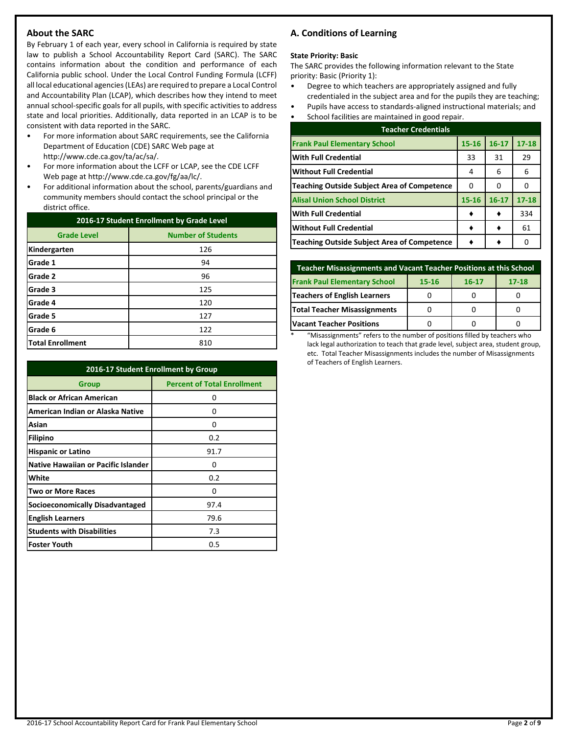## About the SARC

By February 1 of each year, every school in California is required by state law to publish a School Accountability Report Card (SARC). The SARC contains information about the condition and performance of each California public school. Under the Local Control Funding Formula (LCFF) all local educational agencies (LEAs) are required to prepare a Local Control and Accountability Plan (LCAP), which describes how they intend to meet annual school-specific goals for all pupils, with specific activities to address state and local priorities. Additionally, data reported in an LCAP is to be consistent with data reported in the SARC.

- For more information about SARC requirements, see the California Department of Education (CDE) SARC Web page at http://www.cde.ca.gov/ta/ac/sa/.
- For more information about the LCFF or LCAP, see the CDE LCFF Web page at http://www.cde.ca.gov/fg/aa/lc/.
- For additional information about the school, parents/guardians and community members should contact the school principal or the district office.

| 2016-17 Student Enrollment by Grade Level | |
|---|---|
| **Grade Level** | **Number of Students** |
| Kindergarten | 126 |
| Grade 1 | 94 |
| Grade 2 | 96 |
| Grade 3 | 125 |
| Grade 4 | 120 |
| Grade 5 | 127 |
| Grade 6 | 122 |
| Total Enrollment | 810 |

| 2016-17 Student Enrollment by Group | |
|---|---|
| **Group** | **Percent of Total Enrollment** |
| Black or African American | 0 |
| American Indian or Alaska Native | 0 |
| Asian | 0 |
| Filipino | 0.2 |
| Hispanic or Latino | 91.7 |
| Native Hawaiian or Pacific Islander | 0 |
| White | 0.2 |
| Two or More Races | 0 |
| Socioeconomically Disadvantaged | 97.4 |
| English Learners | 79.6 |
| Students with Disabilities | 7.3 |
| Foster Youth | 0.5 |

## A. Conditions of Learning

**State Priority: Basic**

The SARC provides the following information relevant to the State priority: Basic (Priority 1):

- Degree to which teachers are appropriately assigned and fully credentialed in the subject area and for the pupils they are teaching;
- Pupils have access to standards-aligned instructional materials; and
- School facilities are maintained in good repair.

| Teacher Credentials | | | |
|---|---|---|---|
| **Frank Paul Elementary School** | **15-16** | **16-17** | **17-18** |
| With Full Credential | 33 | 31 | 29 |
| Without Full Credential | 4 | 6 | 6 |
| Teaching Outside Subject Area of Competence | 0 | 0 | 0 |
| **Alisal Union School District** | **15-16** | **16-17** | **17-18** |
| With Full Credential | ♦ | ♦ | 334 |
| Without Full Credential | ♦ | ♦ | 61 |
| Teaching Outside Subject Area of Competence | ♦ | ♦ | 0 |

| Teacher Misassignments and Vacant Teacher Positions at this School | | | |
|---|---|---|---|
| **Frank Paul Elementary School** | **15-16** | **16-17** | **17-18** |
| Teachers of English Learners | 0 | 0 | 0 |
| Total Teacher Misassignments | 0 | 0 | 0 |
| Vacant Teacher Positions | 0 | 0 | 0 |

\* "Misassignments" refers to the number of positions filled by teachers who lack legal authorization to teach that grade level, subject area, student group, etc. Total Teacher Misassignments includes the number of Misassignments of Teachers of English Learners.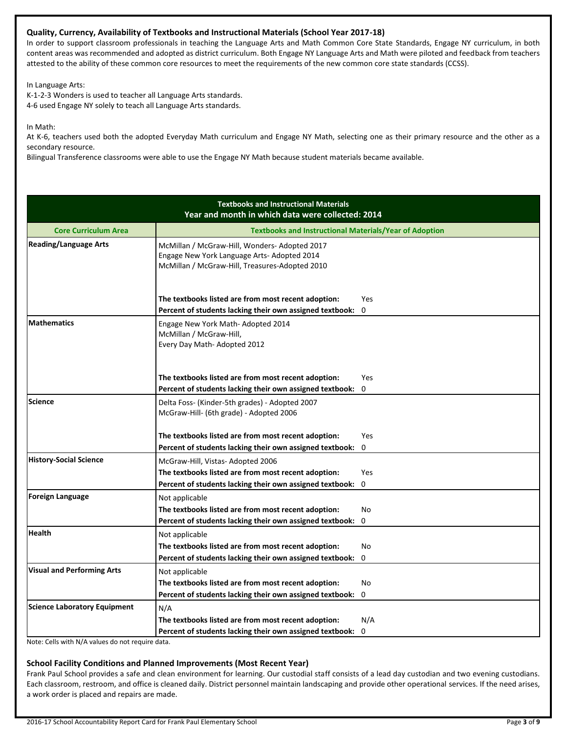### Quality, Currency, Availability of Textbooks and Instructional Materials (School Year 2017-18)

In order to support classroom professionals in teaching the Language Arts and Math Common Core State Standards, Engage NY curriculum, in both content areas was recommended and adopted as district curriculum. Both Engage NY Language Arts and Math were piloted and feedback from teachers attested to the ability of these common core resources to meet the requirements of the new common core state standards (CCSS).

In Language Arts:
K-1-2-3 Wonders is used to teacher all Language Arts standards.
4-6 used Engage NY solely to teach all Language Arts standards.

In Math:
At K-6, teachers used both the adopted Everyday Math curriculum and Engage NY Math, selecting one as their primary resource and the other as a secondary resource.
Bilingual Transference classrooms were able to use the Engage NY Math because student materials became available.

**Textbooks and Instructional Materials**
**Year and month in which data were collected: 2014**

| Core Curriculum Area | Textbooks and Instructional Materials/Year of Adoption | |
|---|---|---|
| **Reading/Language Arts** | McMillan / McGraw-Hill, Wonders- Adopted 2017<br>Engage New York Language Arts- Adopted 2014<br>McMillan / McGraw-Hill, Treasures-Adopted 2010 | |
| | **The textbooks listed are from most recent adoption:** | Yes |
| | **Percent of students lacking their own assigned textbook:** | 0 |
| **Mathematics** | Engage New York Math- Adopted 2014<br>McMillan / McGraw-Hill,<br>Every Day Math- Adopted 2012 | |
| | **The textbooks listed are from most recent adoption:** | Yes |
| | **Percent of students lacking their own assigned textbook:** | 0 |
| **Science** | Delta Foss- (Kinder-5th grades) - Adopted 2007<br>McGraw-Hill- (6th grade) - Adopted 2006 | |
| | **The textbooks listed are from most recent adoption:** | Yes |
| | **Percent of students lacking their own assigned textbook:** | 0 |
| **History-Social Science** | McGraw-Hill, Vistas- Adopted 2006 | |
| | **The textbooks listed are from most recent adoption:** | Yes |
| | **Percent of students lacking their own assigned textbook:** | 0 |
| **Foreign Language** | Not applicable | |
| | **The textbooks listed are from most recent adoption:** | No |
| | **Percent of students lacking their own assigned textbook:** | 0 |
| **Health** | Not applicable | |
| | **The textbooks listed are from most recent adoption:** | No |
| | **Percent of students lacking their own assigned textbook:** | 0 |
| **Visual and Performing Arts** | Not applicable | |
| | **The textbooks listed are from most recent adoption:** | No |
| | **Percent of students lacking their own assigned textbook:** | 0 |
| **Science Laboratory Equipment** | N/A | |
| | **The textbooks listed are from most recent adoption:** | N/A |
| | **Percent of students lacking their own assigned textbook:** | 0 |

Note: Cells with N/A values do not require data.

### School Facility Conditions and Planned Improvements (Most Recent Year)

Frank Paul School provides a safe and clean environment for learning. Our custodial staff consists of a lead day custodian and two evening custodians. Each classroom, restroom, and office is cleaned daily. District personnel maintain landscaping and provide other operational services. If the need arises, a work order is placed and repairs are made.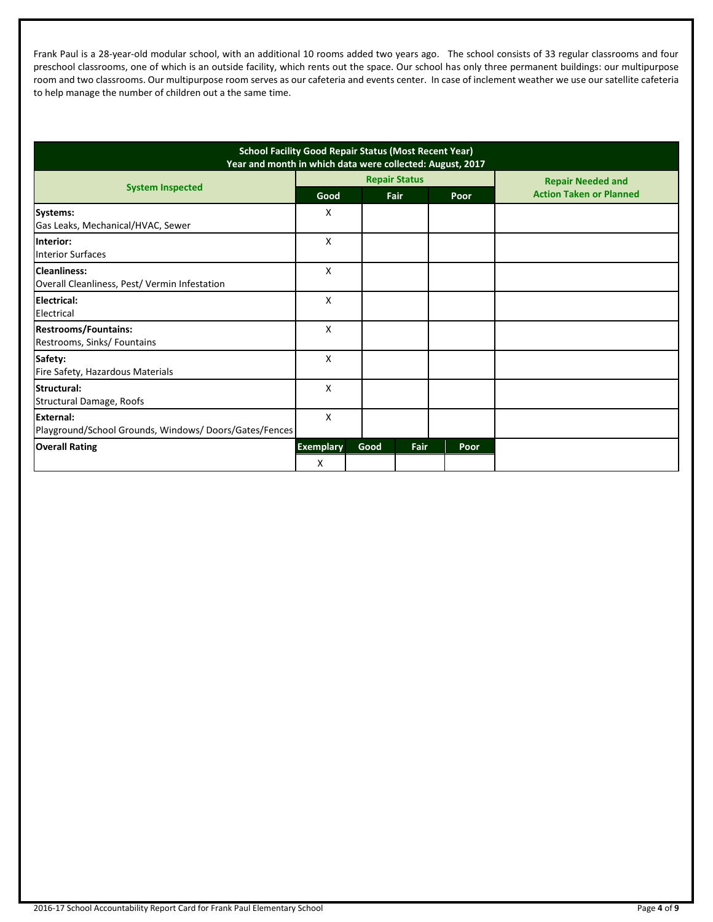Frank Paul is a 28-year-old modular school, with an additional 10 rooms added two years ago. The school consists of 33 regular classrooms and four preschool classrooms, one of which is an outside facility, which rents out the space. Our school has only three permanent buildings: our multipurpose room and two classrooms. Our multipurpose room serves as our cafeteria and events center. In case of inclement weather we use our satellite cafeteria to help manage the number of children out a the same time.

| School Facility Good Repair Status (Most Recent Year) Year and month in which data were collected: August, 2017 | | | | |
|---|---|---|---|---|
| **System Inspected** | **Repair Status** | | | **Repair Needed and Action Taken or Planned** |
| | **Good** | **Fair** | **Poor** | |
| **Systems:** Gas Leaks, Mechanical/HVAC, Sewer | X | | | |
| **Interior:** Interior Surfaces | X | | | |
| **Cleanliness:** Overall Cleanliness, Pest/ Vermin Infestation | X | | | |
| **Electrical:** Electrical | X | | | |
| **Restrooms/Fountains:** Restrooms, Sinks/ Fountains | X | | | |
| **Safety:** Fire Safety, Hazardous Materials | X | | | |
| **Structural:** Structural Damage, Roofs | X | | | |
| **External:** Playground/School Grounds, Windows/ Doors/Gates/Fences | X | | | |

| **Overall Rating** | **Exemplary** | **Good** | **Fair** | **Poor** | |
|---|---|---|---|---|---|
| | X | | | | |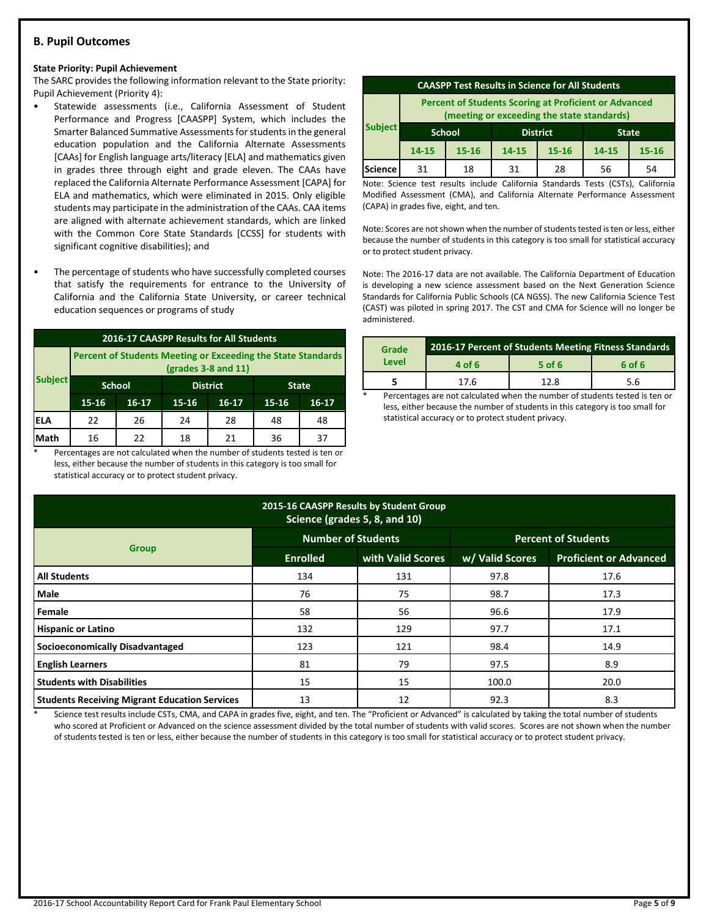## B. Pupil Outcomes

**State Priority: Pupil Achievement**

The SARC provides the following information relevant to the State priority: Pupil Achievement (Priority 4):

- Statewide assessments (i.e., California Assessment of Student Performance and Progress [CAASPP] System, which includes the Smarter Balanced Summative Assessments for students in the general education population and the California Alternate Assessments [CAAs] for English language arts/literacy [ELA] and mathematics given in grades three through eight and grade eleven. The CAAs have replaced the California Alternate Performance Assessment [CAPA] for ELA and mathematics, which were eliminated in 2015. Only eligible students may participate in the administration of the CAAs. CAA items are aligned with alternate achievement standards, which are linked with the Common Core State Standards [CCSS] for students with significant cognitive disabilities); and

- The percentage of students who have successfully completed courses that satisfy the requirements for entrance to the University of California and the California State University, or career technical education sequences or programs of study

**2016-17 CAASPP Results for All Students**

| Subject | Percent of Students Meeting or Exceeding the State Standards (grades 3-8 and 11) | | | | | |
|---|---|---|---|---|---|---|
| | School | | District | | State | |
| | 15-16 | 16-17 | 15-16 | 16-17 | 15-16 | 16-17 |
| ELA | 22 | 26 | 24 | 28 | 48 | 48 |
| Math | 16 | 22 | 18 | 21 | 36 | 37 |

\* Percentages are not calculated when the number of students tested is ten or less, either because the number of students in this category is too small for statistical accuracy or to protect student privacy.

**CAASPP Test Results in Science for All Students**

| Subject | Percent of Students Scoring at Proficient or Advanced (meeting or exceeding the state standards) | | | | | |
|---|---|---|---|---|---|---|
| | School | | District | | State | |
| | 14-15 | 15-16 | 14-15 | 15-16 | 14-15 | 15-16 |
| Science | 31 | 18 | 31 | 28 | 56 | 54 |

Note: Science test results include California Standards Tests (CSTs), California Modified Assessment (CMA), and California Alternate Performance Assessment (CAPA) in grades five, eight, and ten.

Note: Scores are not shown when the number of students tested is ten or less, either because the number of students in this category is too small for statistical accuracy or to protect student privacy.

Note: The 2016-17 data are not available. The California Department of Education is developing a new science assessment based on the Next Generation Science Standards for California Public Schools (CA NGSS). The new California Science Test (CAST) was piloted in spring 2017. The CST and CMA for Science will no longer be administered.

| Grade Level | 2016-17 Percent of Students Meeting Fitness Standards | | |
|---|---|---|---|
| | 4 of 6 | 5 of 6 | 6 of 6 |
| 5 | 17.6 | 12.8 | 5.6 |

\* Percentages are not calculated when the number of students tested is ten or less, either because the number of students in this category is too small for statistical accuracy or to protect student privacy.

**2015-16 CAASPP Results by Student Group Science (grades 5, 8, and 10)**

| Group | Number of Students | | Percent of Students | |
|---|---|---|---|---|
| | Enrolled | with Valid Scores | w/ Valid Scores | Proficient or Advanced |
| All Students | 134 | 131 | 97.8 | 17.6 |
| Male | 76 | 75 | 98.7 | 17.3 |
| Female | 58 | 56 | 96.6 | 17.9 |
| Hispanic or Latino | 132 | 129 | 97.7 | 17.1 |
| Socioeconomically Disadvantaged | 123 | 121 | 98.4 | 14.9 |
| English Learners | 81 | 79 | 97.5 | 8.9 |
| Students with Disabilities | 15 | 15 | 100.0 | 20.0 |
| Students Receiving Migrant Education Services | 13 | 12 | 92.3 | 8.3 |

\* Science test results include CSTs, CMA, and CAPA in grades five, eight, and ten. The "Proficient or Advanced" is calculated by taking the total number of students who scored at Proficient or Advanced on the science assessment divided by the total number of students with valid scores. Scores are not shown when the number of students tested is ten or less, either because the number of students in this category is too small for statistical accuracy or to protect student privacy.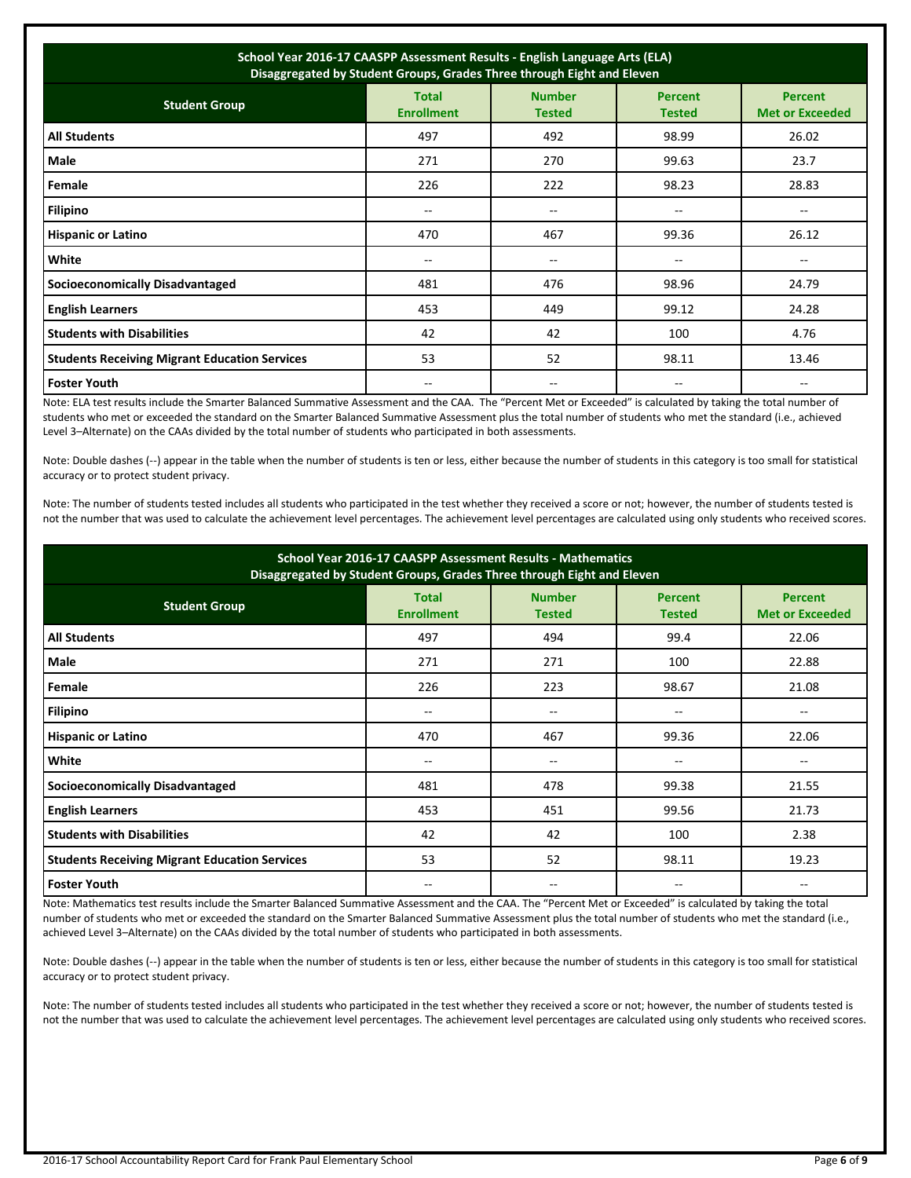| School Year 2016-17 CAASPP Assessment Results - English Language Arts (ELA) Disaggregated by Student Groups, Grades Three through Eight and Eleven | | | | |
|---|---|---|---|---|
| **Student Group** | **Total Enrollment** | **Number Tested** | **Percent Tested** | **Percent Met or Exceeded** |
| **All Students** | 497 | 492 | 98.99 | 26.02 |
| **Male** | 271 | 270 | 99.63 | 23.7 |
| **Female** | 226 | 222 | 98.23 | 28.83 |
| **Filipino** | -- | -- | -- | -- |
| **Hispanic or Latino** | 470 | 467 | 99.36 | 26.12 |
| **White** | -- | -- | -- | -- |
| **Socioeconomically Disadvantaged** | 481 | 476 | 98.96 | 24.79 |
| **English Learners** | 453 | 449 | 99.12 | 24.28 |
| **Students with Disabilities** | 42 | 42 | 100 | 4.76 |
| **Students Receiving Migrant Education Services** | 53 | 52 | 98.11 | 13.46 |
| **Foster Youth** | -- | -- | -- | -- |

Note: ELA test results include the Smarter Balanced Summative Assessment and the CAA. The "Percent Met or Exceeded" is calculated by taking the total number of students who met or exceeded the standard on the Smarter Balanced Summative Assessment plus the total number of students who met the standard (i.e., achieved Level 3–Alternate) on the CAAs divided by the total number of students who participated in both assessments.

Note: Double dashes (--) appear in the table when the number of students is ten or less, either because the number of students in this category is too small for statistical accuracy or to protect student privacy.

Note: The number of students tested includes all students who participated in the test whether they received a score or not; however, the number of students tested is not the number that was used to calculate the achievement level percentages. The achievement level percentages are calculated using only students who received scores.

| School Year 2016-17 CAASPP Assessment Results - Mathematics Disaggregated by Student Groups, Grades Three through Eight and Eleven | | | | |
|---|---|---|---|---|
| **Student Group** | **Total Enrollment** | **Number Tested** | **Percent Tested** | **Percent Met or Exceeded** |
| **All Students** | 497 | 494 | 99.4 | 22.06 |
| **Male** | 271 | 271 | 100 | 22.88 |
| **Female** | 226 | 223 | 98.67 | 21.08 |
| **Filipino** | -- | -- | -- | -- |
| **Hispanic or Latino** | 470 | 467 | 99.36 | 22.06 |
| **White** | -- | -- | -- | -- |
| **Socioeconomically Disadvantaged** | 481 | 478 | 99.38 | 21.55 |
| **English Learners** | 453 | 451 | 99.56 | 21.73 |
| **Students with Disabilities** | 42 | 42 | 100 | 2.38 |
| **Students Receiving Migrant Education Services** | 53 | 52 | 98.11 | 19.23 |
| **Foster Youth** | -- | -- | -- | -- |

Note: Mathematics test results include the Smarter Balanced Summative Assessment and the CAA. The "Percent Met or Exceeded" is calculated by taking the total number of students who met or exceeded the standard on the Smarter Balanced Summative Assessment plus the total number of students who met the standard (i.e., achieved Level 3–Alternate) on the CAAs divided by the total number of students who participated in both assessments.

Note: Double dashes (--) appear in the table when the number of students is ten or less, either because the number of students in this category is too small for statistical accuracy or to protect student privacy.

Note: The number of students tested includes all students who participated in the test whether they received a score or not; however, the number of students tested is not the number that was used to calculate the achievement level percentages. The achievement level percentages are calculated using only students who received scores.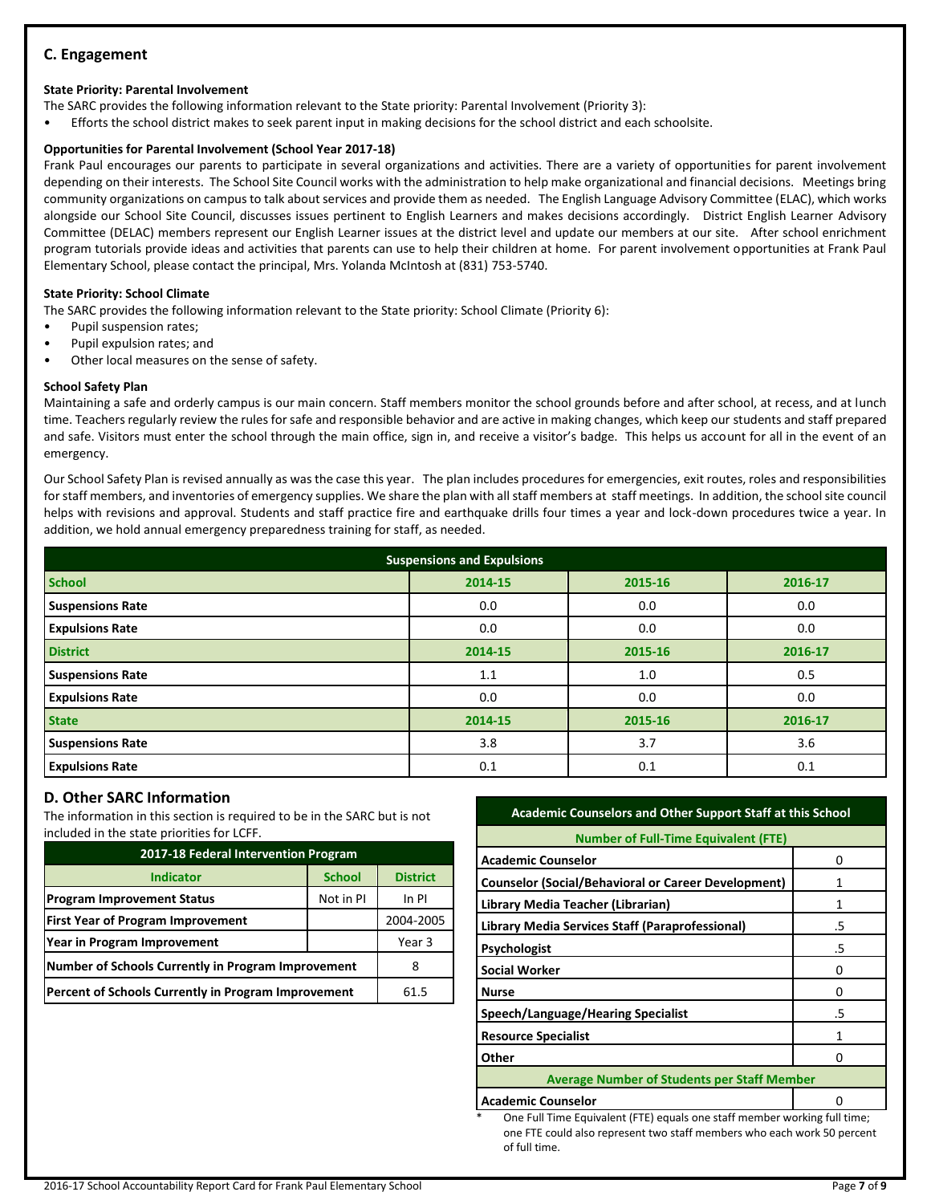## C. Engagement

**State Priority: Parental Involvement**

The SARC provides the following information relevant to the State priority: Parental Involvement (Priority 3):

- Efforts the school district makes to seek parent input in making decisions for the school district and each schoolsite.

**Opportunities for Parental Involvement (School Year 2017-18)**

Frank Paul encourages our parents to participate in several organizations and activities. There are a variety of opportunities for parent involvement depending on their interests. The School Site Council works with the administration to help make organizational and financial decisions. Meetings bring community organizations on campus to talk about services and provide them as needed. The English Language Advisory Committee (ELAC), which works alongside our School Site Council, discusses issues pertinent to English Learners and makes decisions accordingly. District English Learner Advisory Committee (DELAC) members represent our English Learner issues at the district level and update our members at our site. After school enrichment program tutorials provide ideas and activities that parents can use to help their children at home. For parent involvement opportunities at Frank Paul Elementary School, please contact the principal, Mrs. Yolanda McIntosh at (831) 753-5740.

**State Priority: School Climate**

The SARC provides the following information relevant to the State priority: School Climate (Priority 6):

- Pupil suspension rates;
- Pupil expulsion rates; and
- Other local measures on the sense of safety.

**School Safety Plan**

Maintaining a safe and orderly campus is our main concern. Staff members monitor the school grounds before and after school, at recess, and at lunch time. Teachers regularly review the rules for safe and responsible behavior and are active in making changes, which keep our students and staff prepared and safe. Visitors must enter the school through the main office, sign in, and receive a visitor's badge. This helps us account for all in the event of an emergency.

Our School Safety Plan is revised annually as was the case this year. The plan includes procedures for emergencies, exit routes, roles and responsibilities for staff members, and inventories of emergency supplies. We share the plan with all staff members at staff meetings. In addition, the school site council helps with revisions and approval. Students and staff practice fire and earthquake drills four times a year and lock-down procedures twice a year. In addition, we hold annual emergency preparedness training for staff, as needed.

| Suspensions and Expulsions | | | |
|---|---|---|---|
| **School** | **2014-15** | **2015-16** | **2016-17** |
| **Suspensions Rate** | 0.0 | 0.0 | 0.0 |
| **Expulsions Rate** | 0.0 | 0.0 | 0.0 |
| **District** | **2014-15** | **2015-16** | **2016-17** |
| **Suspensions Rate** | 1.1 | 1.0 | 0.5 |
| **Expulsions Rate** | 0.0 | 0.0 | 0.0 |
| **State** | **2014-15** | **2015-16** | **2016-17** |
| **Suspensions Rate** | 3.8 | 3.7 | 3.6 |
| **Expulsions Rate** | 0.1 | 0.1 | 0.1 |

## D. Other SARC Information

The information in this section is required to be in the SARC but is not included in the state priorities for LCFF.

| 2017-18 Federal Intervention Program | | |
|---|---|---|
| **Indicator** | **School** | **District** |
| **Program Improvement Status** | Not in PI | In PI |
| **First Year of Program Improvement** | | 2004-2005 |
| **Year in Program Improvement** | | Year 3 |
| **Number of Schools Currently in Program Improvement** | | 8 |
| **Percent of Schools Currently in Program Improvement** | | 61.5 |

| Academic Counselors and Other Support Staff at this School | |
|---|---|
| **Number of Full-Time Equivalent (FTE)** | |
| **Academic Counselor** | 0 |
| **Counselor (Social/Behavioral or Career Development)** | 1 |
| **Library Media Teacher (Librarian)** | 1 |
| **Library Media Services Staff (Paraprofessional)** | .5 |
| **Psychologist** | .5 |
| **Social Worker** | 0 |
| **Nurse** | 0 |
| **Speech/Language/Hearing Specialist** | .5 |
| **Resource Specialist** | 1 |
| **Other** | 0 |
| **Average Number of Students per Staff Member** | |
| **Academic Counselor** | 0 |

\* One Full Time Equivalent (FTE) equals one staff member working full time; one FTE could also represent two staff members who each work 50 percent of full time.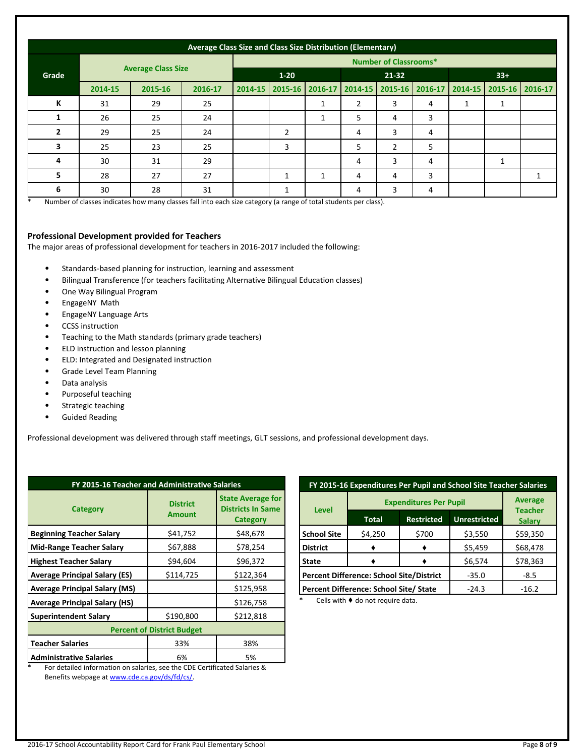| Average Class Size and Class Size Distribution (Elementary) | | | | | | | | | | | | |
|---|---|---|---|---|---|---|---|---|---|---|---|---|
| Grade | Average Class Size | | | Number of Classrooms* | | | | | | | | |
| | | | | 1-20 | | | 21-32 | | | 33+ | | |
| | 2014-15 | 2015-16 | 2016-17 | 2014-15 | 2015-16 | 2016-17 | 2014-15 | 2015-16 | 2016-17 | 2014-15 | 2015-16 | 2016-17 |
| K | 31 | 29 | 25 | | | 1 | 2 | 3 | 4 | 1 | 1 | |
| 1 | 26 | 25 | 24 | | | 1 | 5 | 4 | 3 | | | |
| 2 | 29 | 25 | 24 | | 2 | | 4 | 3 | 4 | | | |
| 3 | 25 | 23 | 25 | | 3 | | 5 | 2 | 5 | | | |
| 4 | 30 | 31 | 29 | | | | 4 | 3 | 4 | | 1 | |
| 5 | 28 | 27 | 27 | | 1 | 1 | 4 | 4 | 3 | | | 1 |
| 6 | 30 | 28 | 31 | | 1 | | 4 | 3 | 4 | | | |

* Number of classes indicates how many classes fall into each size category (a range of total students per class).

## Professional Development provided for Teachers

The major areas of professional development for teachers in 2016-2017 included the following:

- Standards-based planning for instruction, learning and assessment
- Bilingual Transference (for teachers facilitating Alternative Bilingual Education classes)
- One Way Bilingual Program
- EngageNY Math
- EngageNY Language Arts
- CCSS instruction
- Teaching to the Math standards (primary grade teachers)
- ELD instruction and lesson planning
- ELD: Integrated and Designated instruction
- Grade Level Team Planning
- Data analysis
- Purposeful teaching
- Strategic teaching
- Guided Reading

Professional development was delivered through staff meetings, GLT sessions, and professional development days.

| FY 2015-16 Teacher and Administrative Salaries | | |
|---|---|---|
| Category | District Amount | State Average for Districts In Same Category |
| Beginning Teacher Salary | $41,752 | $48,678 |
| Mid-Range Teacher Salary | $67,888 | $78,254 |
| Highest Teacher Salary | $94,604 | $96,372 |
| Average Principal Salary (ES) | $114,725 | $122,364 |
| Average Principal Salary (MS) | | $125,958 |
| Average Principal Salary (HS) | | $126,758 |
| Superintendent Salary | $190,800 | $212,818 |
| Percent of District Budget | | |
| Teacher Salaries | 33% | 38% |
| Administrative Salaries | 6% | 5% |

* For detailed information on salaries, see the CDE Certificated Salaries & Benefits webpage at www.cde.ca.gov/ds/fd/cs/.

| FY 2015-16 Expenditures Per Pupil and School Site Teacher Salaries | | | | |
|---|---|---|---|---|
| Level | Expenditures Per Pupil | | | Average Teacher Salary |
| | Total | Restricted | Unrestricted | |
| School Site | $4,250 | $700 | $3,550 | $59,350 |
| District | ♦ | ♦ | $5,459 | $68,478 |
| State | ♦ | ♦ | $6,574 | $78,363 |
| Percent Difference: School Site/District | | | -35.0 | -8.5 |
| Percent Difference: School Site/ State | | | -24.3 | -16.2 |

* Cells with ♦ do not require data.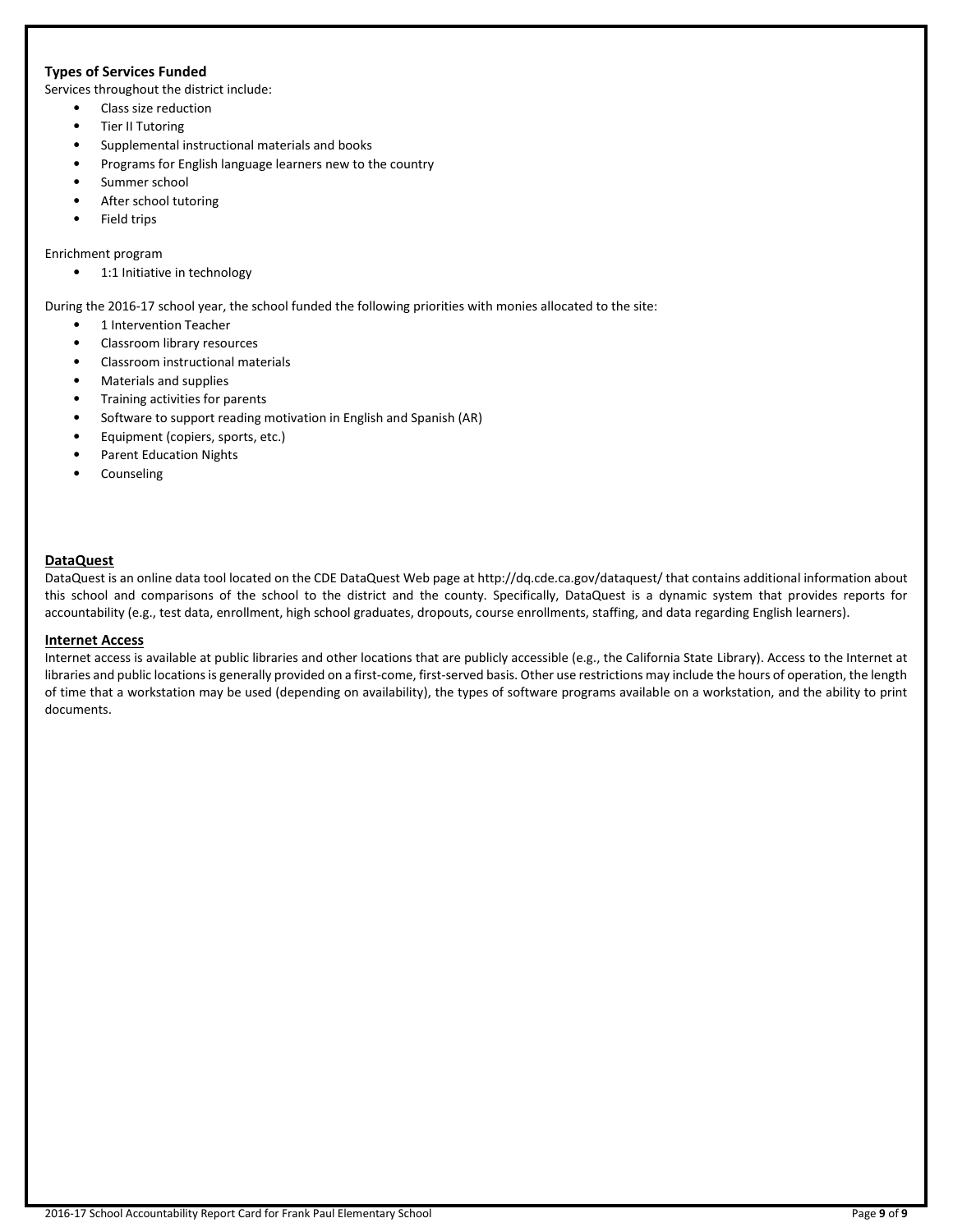**Types of Services Funded**

Services throughout the district include:

- Class size reduction
- Tier II Tutoring
- Supplemental instructional materials and books
- Programs for English language learners new to the country
- Summer school
- After school tutoring
- Field trips

Enrichment program

- 1:1 Initiative in technology

During the 2016-17 school year, the school funded the following priorities with monies allocated to the site:

- 1 Intervention Teacher
- Classroom library resources
- Classroom instructional materials
- Materials and supplies
- Training activities for parents
- Software to support reading motivation in English and Spanish (AR)
- Equipment (copiers, sports, etc.)
- Parent Education Nights
- Counseling

## DataQuest

DataQuest is an online data tool located on the CDE DataQuest Web page at http://dq.cde.ca.gov/dataquest/ that contains additional information about this school and comparisons of the school to the district and the county. Specifically, DataQuest is a dynamic system that provides reports for accountability (e.g., test data, enrollment, high school graduates, dropouts, course enrollments, staffing, and data regarding English learners).

## Internet Access

Internet access is available at public libraries and other locations that are publicly accessible (e.g., the California State Library). Access to the Internet at libraries and public locations is generally provided on a first-come, first-served basis. Other use restrictions may include the hours of operation, the length of time that a workstation may be used (depending on availability), the types of software programs available on a workstation, and the ability to print documents.